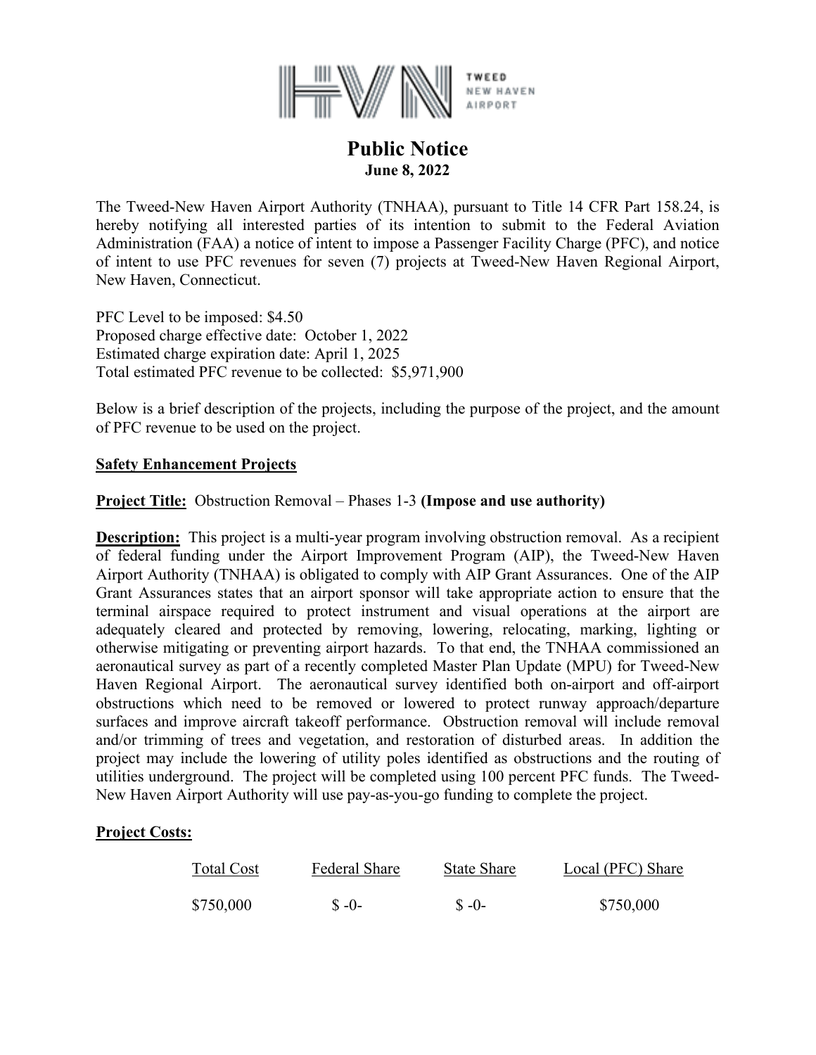HVN TWEED NEW HAVEN AIRPORT

# Public Notice

**June 8, 2022**

The Tweed-New Haven Airport Authority (TNHAA), pursuant to Title 14 CFR Part 158.24, is hereby notifying all interested parties of its intention to submit to the Federal Aviation Administration (FAA) a notice of intent to impose a Passenger Facility Charge (PFC), and notice of intent to use PFC revenues for seven (7) projects at Tweed-New Haven Regional Airport, New Haven, Connecticut.

PFC Level to be imposed: $4.50
Proposed charge effective date: October 1, 2022
Estimated charge expiration date: April 1, 2025
Total estimated PFC revenue to be collected: $5,971,900

Below is a brief description of the projects, including the purpose of the project, and the amount of PFC revenue to be used on the project.

## Safety Enhancement Projects

**Project Title:** Obstruction Removal – Phases 1-3 **(Impose and use authority)**

**Description:** This project is a multi-year program involving obstruction removal. As a recipient of federal funding under the Airport Improvement Program (AIP), the Tweed-New Haven Airport Authority (TNHAA) is obligated to comply with AIP Grant Assurances. One of the AIP Grant Assurances states that an airport sponsor will take appropriate action to ensure that the terminal airspace required to protect instrument and visual operations at the airport are adequately cleared and protected by removing, lowering, relocating, marking, lighting or otherwise mitigating or preventing airport hazards. To that end, the TNHAA commissioned an aeronautical survey as part of a recently completed Master Plan Update (MPU) for Tweed-New Haven Regional Airport. The aeronautical survey identified both on-airport and off-airport obstructions which need to be removed or lowered to protect runway approach/departure surfaces and improve aircraft takeoff performance. Obstruction removal will include removal and/or trimming of trees and vegetation, and restoration of disturbed areas. In addition the project may include the lowering of utility poles identified as obstructions and the routing of utilities underground. The project will be completed using 100 percent PFC funds. The Tweed-New Haven Airport Authority will use pay-as-you-go funding to complete the project.

**Project Costs:**

| Total Cost | Federal Share | State Share | Local (PFC) Share |
|---|---|---|---|
| $750,000 | $ -0- | $ -0- | $750,000 |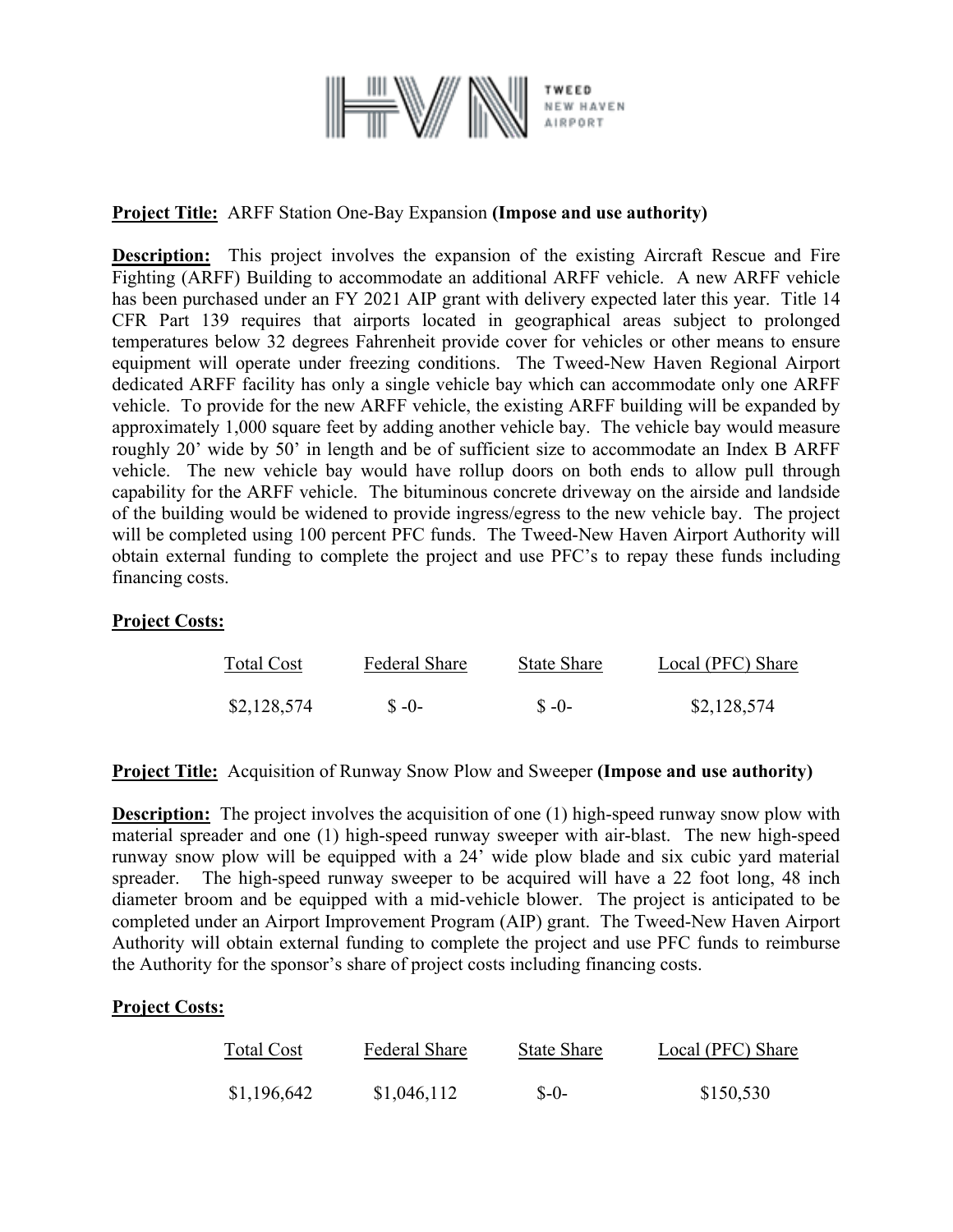**Project Title:** ARFF Station One-Bay Expansion **(Impose and use authority)**

**Description:** This project involves the expansion of the existing Aircraft Rescue and Fire Fighting (ARFF) Building to accommodate an additional ARFF vehicle. A new ARFF vehicle has been purchased under an FY 2021 AIP grant with delivery expected later this year. Title 14 CFR Part 139 requires that airports located in geographical areas subject to prolonged temperatures below 32 degrees Fahrenheit provide cover for vehicles or other means to ensure equipment will operate under freezing conditions. The Tweed-New Haven Regional Airport dedicated ARFF facility has only a single vehicle bay which can accommodate only one ARFF vehicle. To provide for the new ARFF vehicle, the existing ARFF building will be expanded by approximately 1,000 square feet by adding another vehicle bay. The vehicle bay would measure roughly 20' wide by 50' in length and be of sufficient size to accommodate an Index B ARFF vehicle. The new vehicle bay would have rollup doors on both ends to allow pull through capability for the ARFF vehicle. The bituminous concrete driveway on the airside and landside of the building would be widened to provide ingress/egress to the new vehicle bay. The project will be completed using 100 percent PFC funds. The Tweed-New Haven Airport Authority will obtain external funding to complete the project and use PFC's to repay these funds including financing costs.

**Project Costs:**

| Total Cost | Federal Share | State Share | Local (PFC) Share |
|---|---|---|---|
| $2,128,574 | $ -0- | $ -0- | $2,128,574 |

**Project Title:** Acquisition of Runway Snow Plow and Sweeper **(Impose and use authority)**

**Description:** The project involves the acquisition of one (1) high-speed runway snow plow with material spreader and one (1) high-speed runway sweeper with air-blast. The new high-speed runway snow plow will be equipped with a 24' wide plow blade and six cubic yard material spreader. The high-speed runway sweeper to be acquired will have a 22 foot long, 48 inch diameter broom and be equipped with a mid-vehicle blower. The project is anticipated to be completed under an Airport Improvement Program (AIP) grant. The Tweed-New Haven Airport Authority will obtain external funding to complete the project and use PFC funds to reimburse the Authority for the sponsor's share of project costs including financing costs.

**Project Costs:**

| Total Cost | Federal Share | State Share | Local (PFC) Share |
|---|---|---|---|
| $1,196,642 | $1,046,112 | $-0- | $150,530 |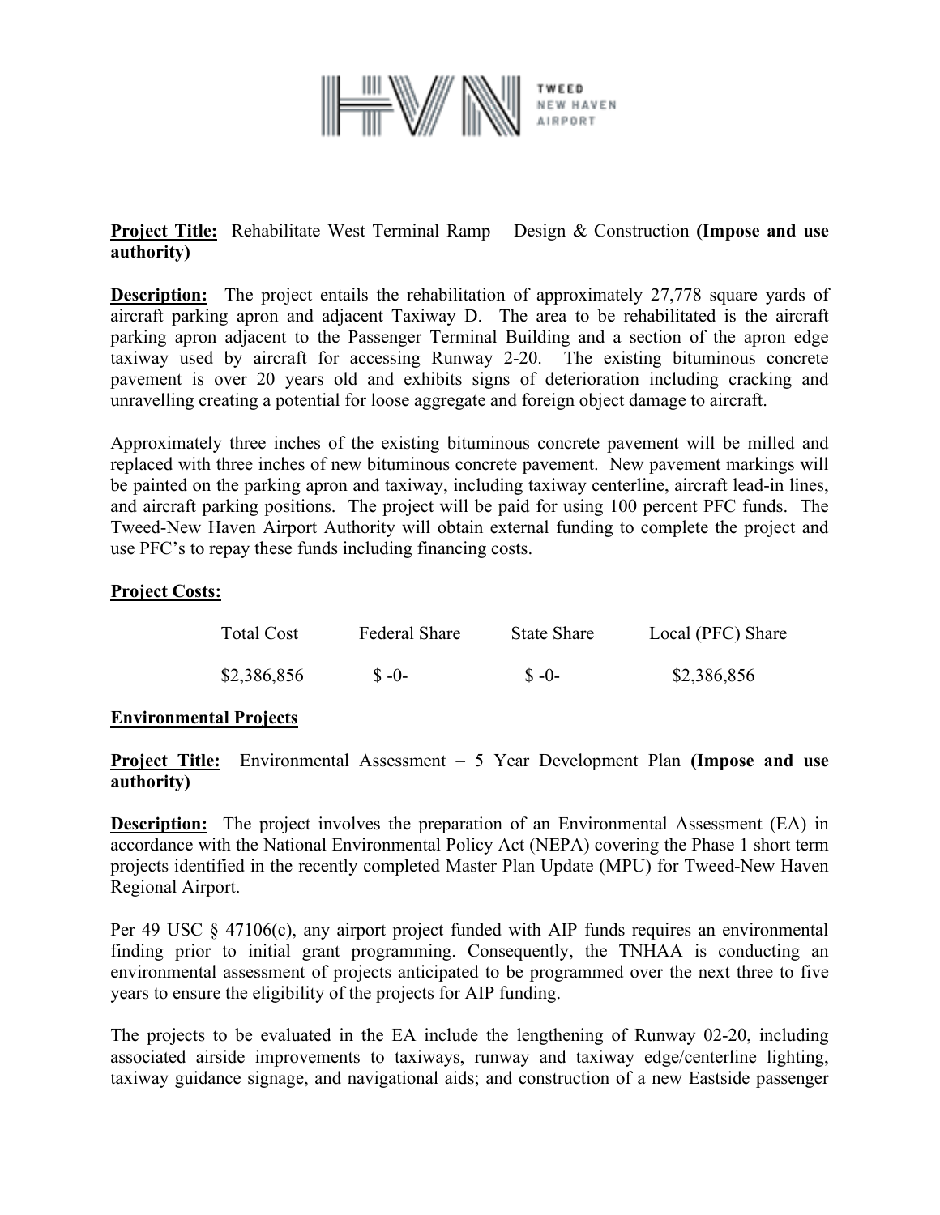**Project Title:** Rehabilitate West Terminal Ramp – Design & Construction **(Impose and use authority)**

**Description:** The project entails the rehabilitation of approximately 27,778 square yards of aircraft parking apron and adjacent Taxiway D. The area to be rehabilitated is the aircraft parking apron adjacent to the Passenger Terminal Building and a section of the apron edge taxiway used by aircraft for accessing Runway 2-20. The existing bituminous concrete pavement is over 20 years old and exhibits signs of deterioration including cracking and unravelling creating a potential for loose aggregate and foreign object damage to aircraft.

Approximately three inches of the existing bituminous concrete pavement will be milled and replaced with three inches of new bituminous concrete pavement. New pavement markings will be painted on the parking apron and taxiway, including taxiway centerline, aircraft lead-in lines, and aircraft parking positions. The project will be paid for using 100 percent PFC funds. The Tweed-New Haven Airport Authority will obtain external funding to complete the project and use PFC's to repay these funds including financing costs.

**Project Costs:**

| Total Cost | Federal Share | State Share | Local (PFC) Share |
|---|---|---|---|
| $2,386,856 | $ -0- | $ -0- | $2,386,856 |

**Environmental Projects**

**Project Title:** Environmental Assessment – 5 Year Development Plan **(Impose and use authority)**

**Description:** The project involves the preparation of an Environmental Assessment (EA) in accordance with the National Environmental Policy Act (NEPA) covering the Phase 1 short term projects identified in the recently completed Master Plan Update (MPU) for Tweed-New Haven Regional Airport.

Per 49 USC § 47106(c), any airport project funded with AIP funds requires an environmental finding prior to initial grant programming. Consequently, the TNHAA is conducting an environmental assessment of projects anticipated to be programmed over the next three to five years to ensure the eligibility of the projects for AIP funding.

The projects to be evaluated in the EA include the lengthening of Runway 02-20, including associated airside improvements to taxiways, runway and taxiway edge/centerline lighting, taxiway guidance signage, and navigational aids; and construction of a new Eastside passenger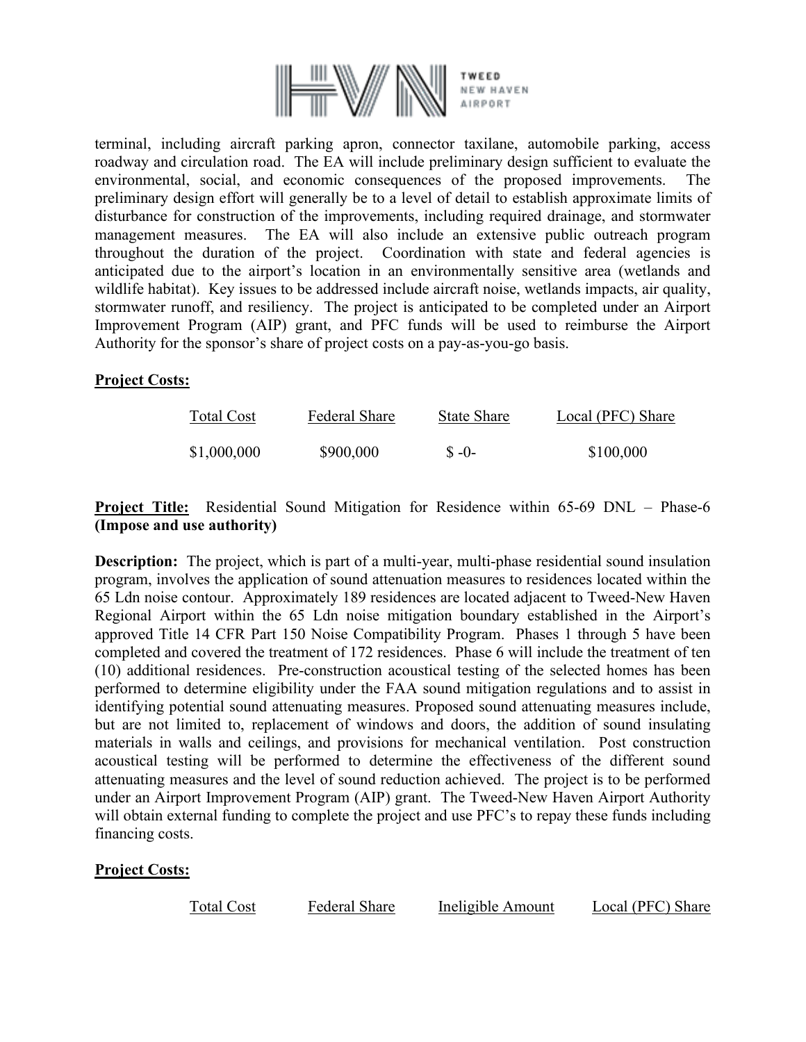terminal, including aircraft parking apron, connector taxilane, automobile parking, access roadway and circulation road. The EA will include preliminary design sufficient to evaluate the environmental, social, and economic consequences of the proposed improvements. The preliminary design effort will generally be to a level of detail to establish approximate limits of disturbance for construction of the improvements, including required drainage, and stormwater management measures. The EA will also include an extensive public outreach program throughout the duration of the project. Coordination with state and federal agencies is anticipated due to the airport's location in an environmentally sensitive area (wetlands and wildlife habitat). Key issues to be addressed include aircraft noise, wetlands impacts, air quality, stormwater runoff, and resiliency. The project is anticipated to be completed under an Airport Improvement Program (AIP) grant, and PFC funds will be used to reimburse the Airport Authority for the sponsor's share of project costs on a pay-as-you-go basis.

**Project Costs:**

| Total Cost | Federal Share | State Share | Local (PFC) Share |
|---|---|---|---|
| $1,000,000 | $900,000 | $ -0- | $100,000 |

**Project Title:** Residential Sound Mitigation for Residence within 65-69 DNL – Phase-6 **(Impose and use authority)**

**Description:** The project, which is part of a multi-year, multi-phase residential sound insulation program, involves the application of sound attenuation measures to residences located within the 65 Ldn noise contour. Approximately 189 residences are located adjacent to Tweed-New Haven Regional Airport within the 65 Ldn noise mitigation boundary established in the Airport's approved Title 14 CFR Part 150 Noise Compatibility Program. Phases 1 through 5 have been completed and covered the treatment of 172 residences. Phase 6 will include the treatment of ten (10) additional residences. Pre-construction acoustical testing of the selected homes has been performed to determine eligibility under the FAA sound mitigation regulations and to assist in identifying potential sound attenuating measures. Proposed sound attenuating measures include, but are not limited to, replacement of windows and doors, the addition of sound insulating materials in walls and ceilings, and provisions for mechanical ventilation. Post construction acoustical testing will be performed to determine the effectiveness of the different sound attenuating measures and the level of sound reduction achieved. The project is to be performed under an Airport Improvement Program (AIP) grant. The Tweed-New Haven Airport Authority will obtain external funding to complete the project and use PFC's to repay these funds including financing costs.

**Project Costs:**

| Total Cost | Federal Share | Ineligible Amount | Local (PFC) Share |
|---|---|---|---|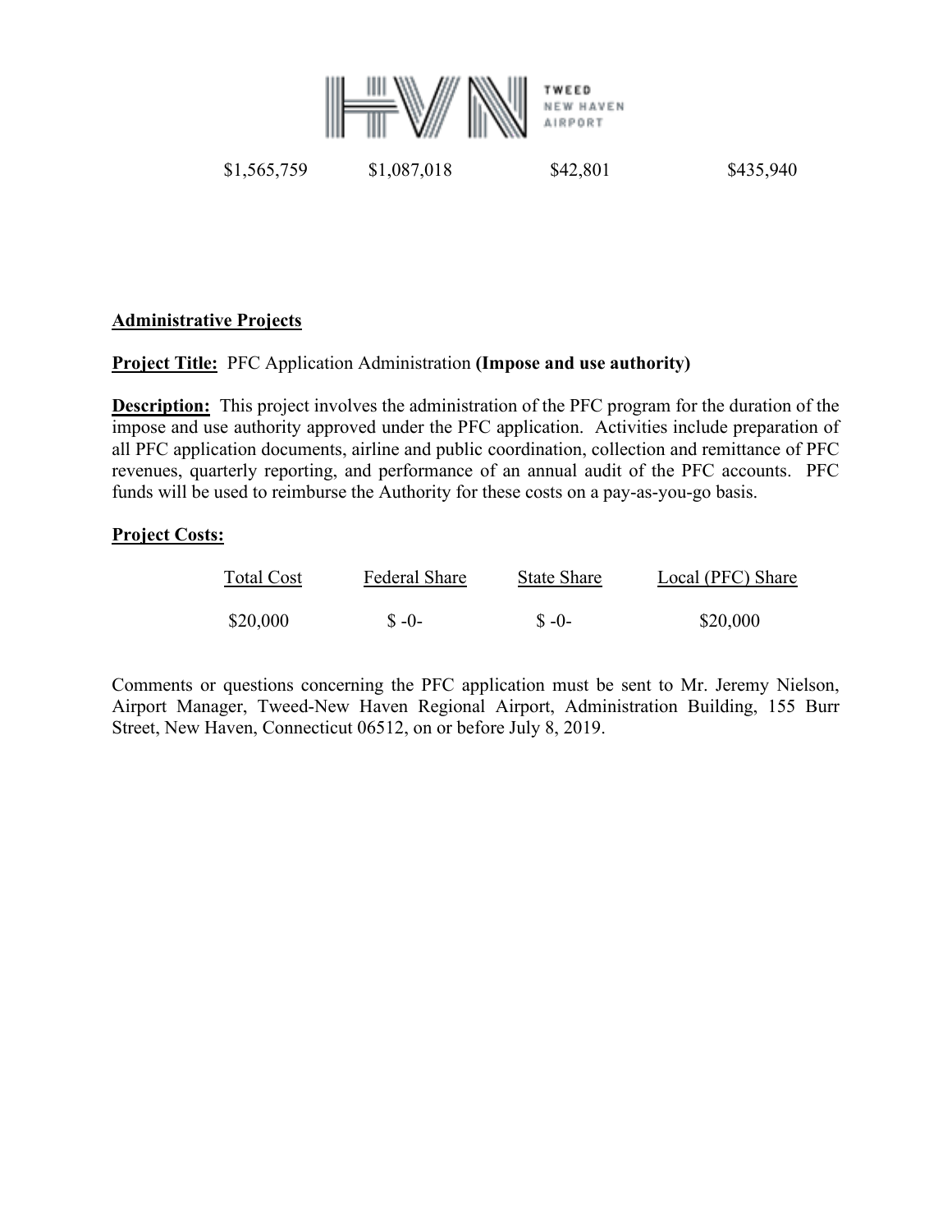| | | | |
|---|---|---|---|
| $1,565,759 | $1,087,018 | $42,801 | $435,940 |

**Administrative Projects**

**Project Title:** PFC Application Administration **(Impose and use authority)**

**Description:** This project involves the administration of the PFC program for the duration of the impose and use authority approved under the PFC application. Activities include preparation of all PFC application documents, airline and public coordination, collection and remittance of PFC revenues, quarterly reporting, and performance of an annual audit of the PFC accounts. PFC funds will be used to reimburse the Authority for these costs on a pay-as-you-go basis.

**Project Costs:**

| Total Cost | Federal Share | State Share | Local (PFC) Share |
|---|---|---|---|
| $20,000 | $ -0- | $ -0- | $20,000 |

Comments or questions concerning the PFC application must be sent to Mr. Jeremy Nielson, Airport Manager, Tweed-New Haven Regional Airport, Administration Building, 155 Burr Street, New Haven, Connecticut 06512, on or before July 8, 2019.